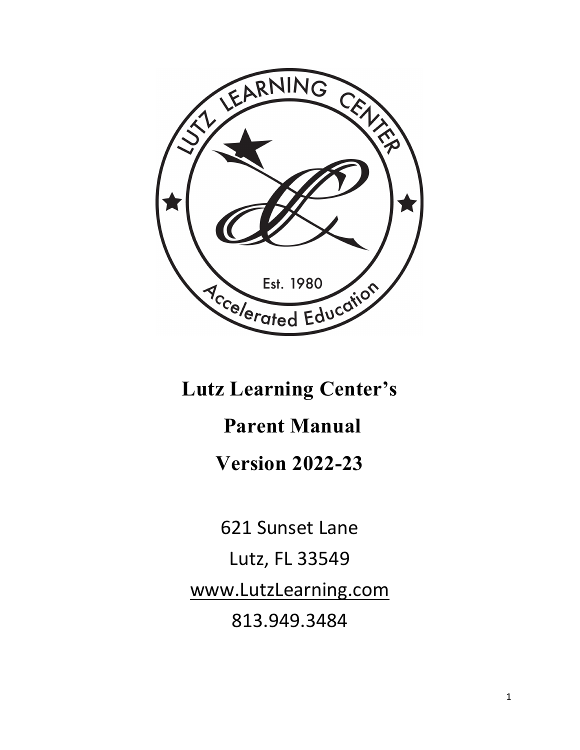# Lutz Learning Center's

# Parent Manual

# Version 2022-23

621 Sunset Lane

Lutz, FL 33549

www.LutzLearning.com

813.949.3484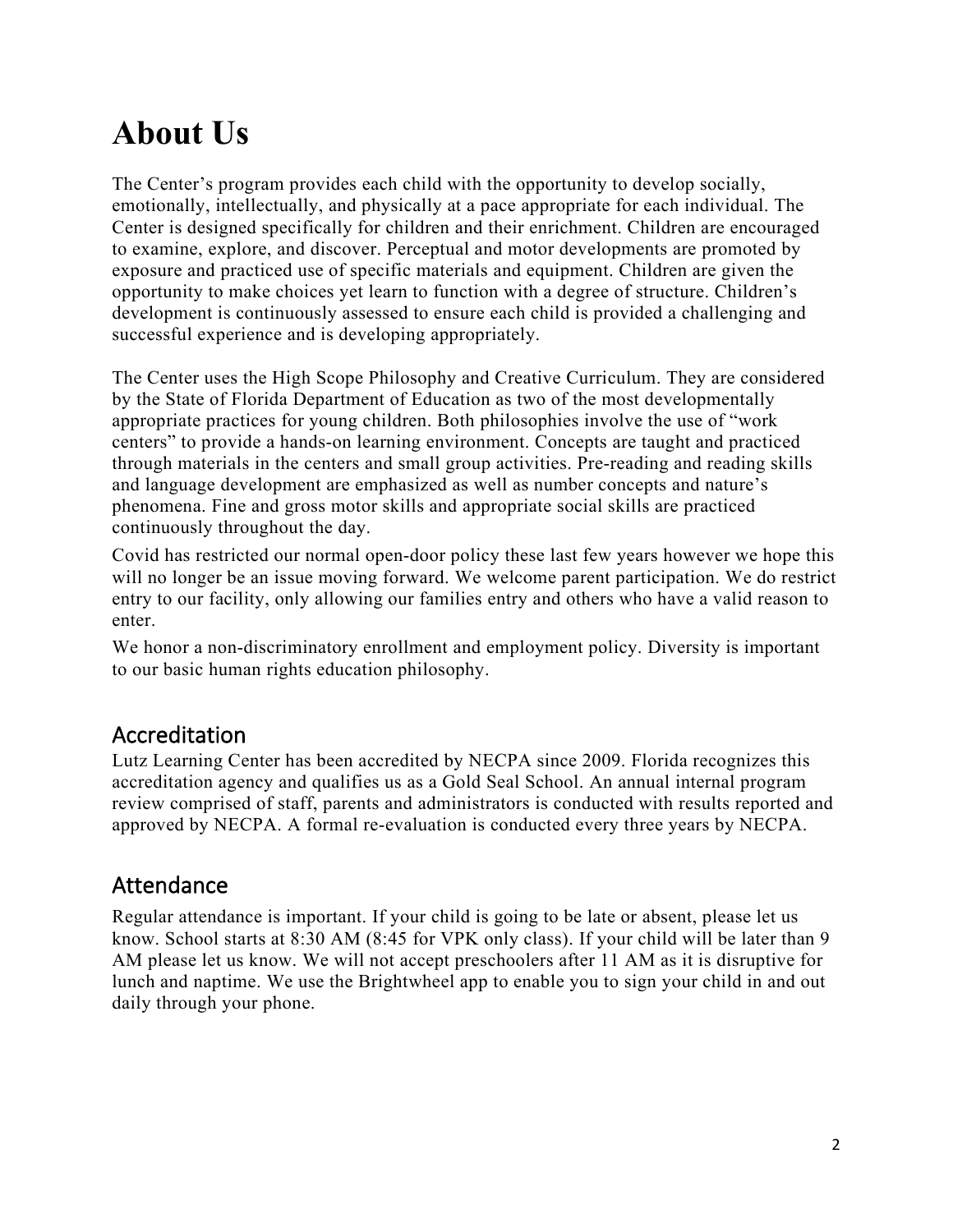# About Us

The Center's program provides each child with the opportunity to develop socially, emotionally, intellectually, and physically at a pace appropriate for each individual. The Center is designed specifically for children and their enrichment. Children are encouraged to examine, explore, and discover. Perceptual and motor developments are promoted by exposure and practiced use of specific materials and equipment. Children are given the opportunity to make choices yet learn to function with a degree of structure. Children's development is continuously assessed to ensure each child is provided a challenging and successful experience and is developing appropriately.

The Center uses the High Scope Philosophy and Creative Curriculum. They are considered by the State of Florida Department of Education as two of the most developmentally appropriate practices for young children. Both philosophies involve the use of "work centers" to provide a hands-on learning environment. Concepts are taught and practiced through materials in the centers and small group activities. Pre-reading and reading skills and language development are emphasized as well as number concepts and nature's phenomena. Fine and gross motor skills and appropriate social skills are practiced continuously throughout the day.

Covid has restricted our normal open-door policy these last few years however we hope this will no longer be an issue moving forward. We welcome parent participation. We do restrict entry to our facility, only allowing our families entry and others who have a valid reason to enter.

We honor a non-discriminatory enrollment and employment policy. Diversity is important to our basic human rights education philosophy.

## Accreditation

Lutz Learning Center has been accredited by NECPA since 2009. Florida recognizes this accreditation agency and qualifies us as a Gold Seal School. An annual internal program review comprised of staff, parents and administrators is conducted with results reported and approved by NECPA. A formal re-evaluation is conducted every three years by NECPA.

## Attendance

Regular attendance is important. If your child is going to be late or absent, please let us know. School starts at 8:30 AM (8:45 for VPK only class). If your child will be later than 9 AM please let us know. We will not accept preschoolers after 11 AM as it is disruptive for lunch and naptime. We use the Brightwheel app to enable you to sign your child in and out daily through your phone.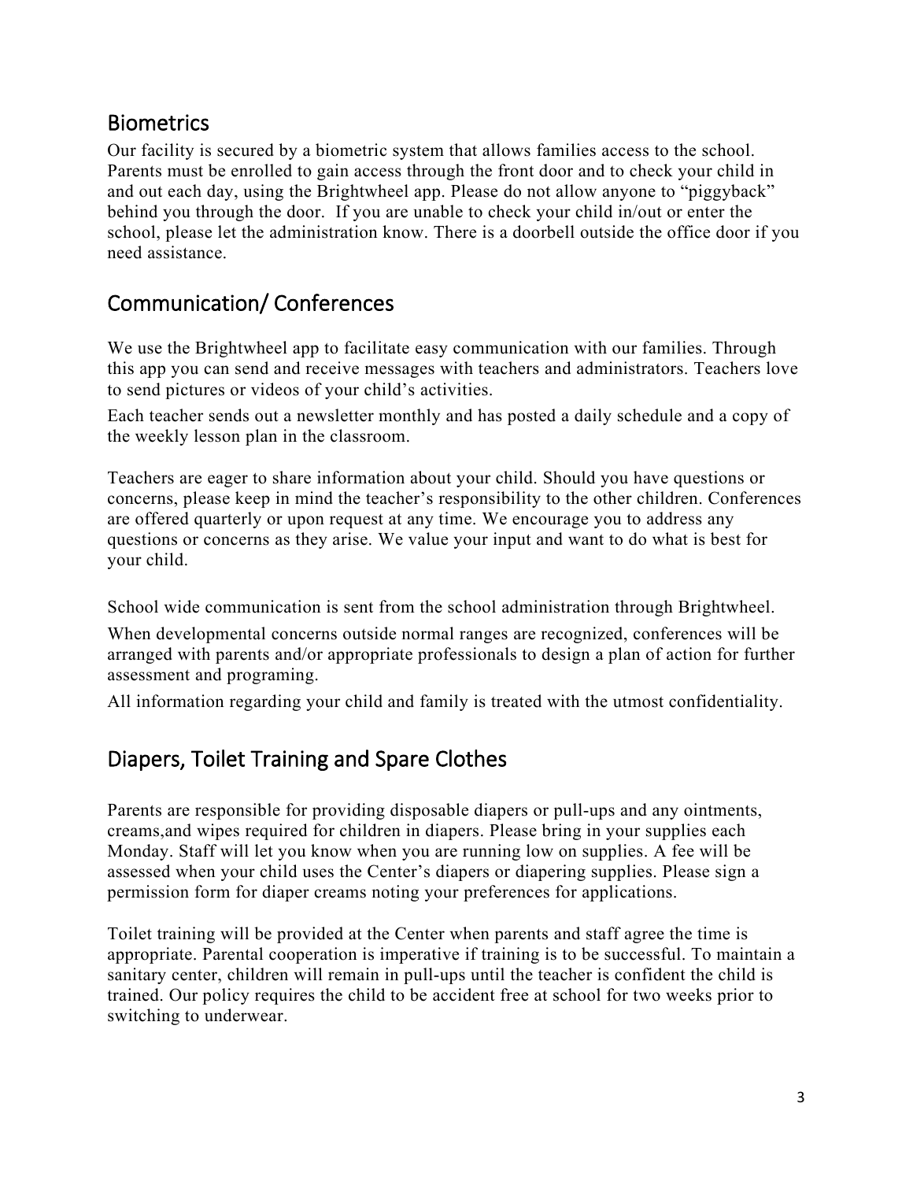## Biometrics

Our facility is secured by a biometric system that allows families access to the school. Parents must be enrolled to gain access through the front door and to check your child in and out each day, using the Brightwheel app. Please do not allow anyone to "piggyback" behind you through the door. If you are unable to check your child in/out or enter the school, please let the administration know. There is a doorbell outside the office door if you need assistance.

## Communication/ Conferences

We use the Brightwheel app to facilitate easy communication with our families. Through this app you can send and receive messages with teachers and administrators. Teachers love to send pictures or videos of your child's activities.

Each teacher sends out a newsletter monthly and has posted a daily schedule and a copy of the weekly lesson plan in the classroom.

Teachers are eager to share information about your child. Should you have questions or concerns, please keep in mind the teacher's responsibility to the other children. Conferences are offered quarterly or upon request at any time. We encourage you to address any questions or concerns as they arise. We value your input and want to do what is best for your child.

School wide communication is sent from the school administration through Brightwheel.

When developmental concerns outside normal ranges are recognized, conferences will be arranged with parents and/or appropriate professionals to design a plan of action for further assessment and programing.

All information regarding your child and family is treated with the utmost confidentiality.

## Diapers, Toilet Training and Spare Clothes

Parents are responsible for providing disposable diapers or pull-ups and any ointments, creams,and wipes required for children in diapers. Please bring in your supplies each Monday. Staff will let you know when you are running low on supplies. A fee will be assessed when your child uses the Center's diapers or diapering supplies. Please sign a permission form for diaper creams noting your preferences for applications.

Toilet training will be provided at the Center when parents and staff agree the time is appropriate. Parental cooperation is imperative if training is to be successful. To maintain a sanitary center, children will remain in pull-ups until the teacher is confident the child is trained. Our policy requires the child to be accident free at school for two weeks prior to switching to underwear.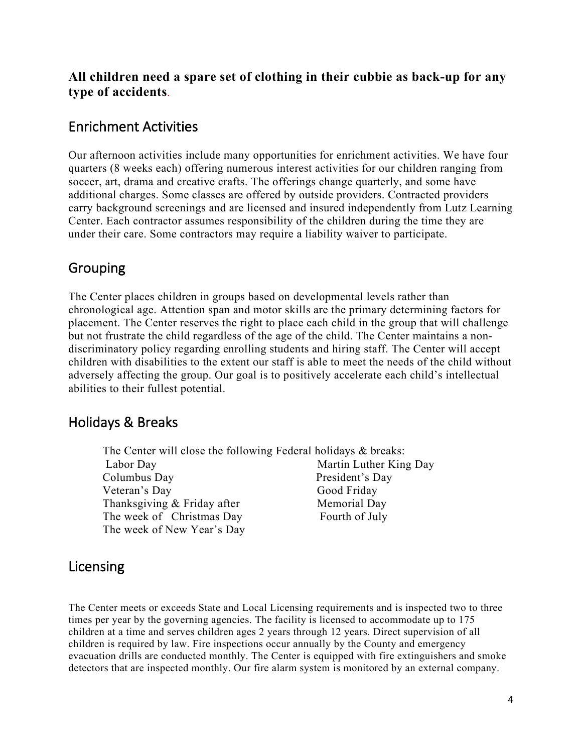**All children need a spare set of clothing in their cubbie as back-up for any type of accidents**.

## Enrichment Activities

Our afternoon activities include many opportunities for enrichment activities. We have four quarters (8 weeks each) offering numerous interest activities for our children ranging from soccer, art, drama and creative crafts. The offerings change quarterly, and some have additional charges. Some classes are offered by outside providers. Contracted providers carry background screenings and are licensed and insured independently from Lutz Learning Center. Each contractor assumes responsibility of the children during the time they are under their care. Some contractors may require a liability waiver to participate.

## Grouping

The Center places children in groups based on developmental levels rather than chronological age. Attention span and motor skills are the primary determining factors for placement. The Center reserves the right to place each child in the group that will challenge but not frustrate the child regardless of the age of the child. The Center maintains a non-discriminatory policy regarding enrolling students and hiring staff. The Center will accept children with disabilities to the extent our staff is able to meet the needs of the child without adversely affecting the group. Our goal is to positively accelerate each child's intellectual abilities to their fullest potential.

## Holidays & Breaks

The Center will close the following Federal holidays & breaks:

- Labor Day
- Columbus Day
- Veteran's Day
- Thanksgiving & Friday after
- The week of Christmas Day
- The week of New Year's Day
- Martin Luther King Day
- President's Day
- Good Friday
- Memorial Day
- Fourth of July

## Licensing

The Center meets or exceeds State and Local Licensing requirements and is inspected two to three times per year by the governing agencies. The facility is licensed to accommodate up to 175 children at a time and serves children ages 2 years through 12 years. Direct supervision of all children is required by law. Fire inspections occur annually by the County and emergency evacuation drills are conducted monthly. The Center is equipped with fire extinguishers and smoke detectors that are inspected monthly. Our fire alarm system is monitored by an external company.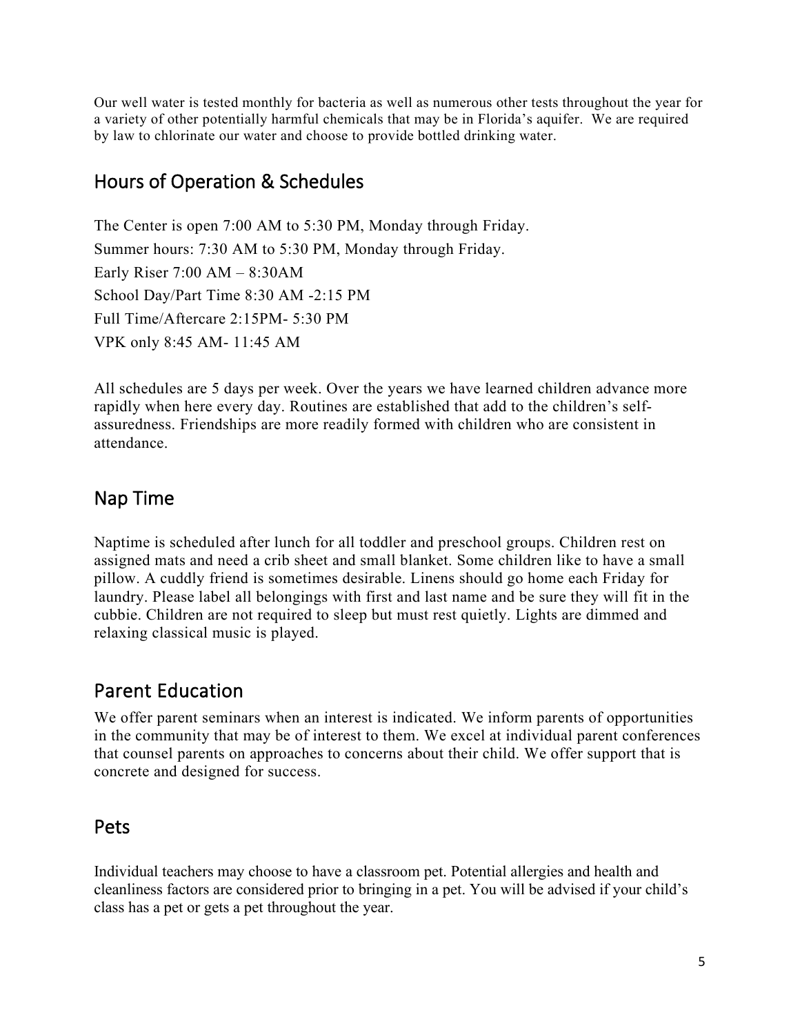Our well water is tested monthly for bacteria as well as numerous other tests throughout the year for a variety of other potentially harmful chemicals that may be in Florida's aquifer. We are required by law to chlorinate our water and choose to provide bottled drinking water.

## Hours of Operation & Schedules

The Center is open 7:00 AM to 5:30 PM, Monday through Friday.

Summer hours: 7:30 AM to 5:30 PM, Monday through Friday.

Early Riser 7:00 AM – 8:30AM

School Day/Part Time 8:30 AM -2:15 PM

Full Time/Aftercare 2:15PM- 5:30 PM

VPK only 8:45 AM- 11:45 AM

All schedules are 5 days per week. Over the years we have learned children advance more rapidly when here every day. Routines are established that add to the children's self-assuredness. Friendships are more readily formed with children who are consistent in attendance.

## Nap Time

Naptime is scheduled after lunch for all toddler and preschool groups. Children rest on assigned mats and need a crib sheet and small blanket. Some children like to have a small pillow. A cuddly friend is sometimes desirable. Linens should go home each Friday for laundry. Please label all belongings with first and last name and be sure they will fit in the cubbie. Children are not required to sleep but must rest quietly. Lights are dimmed and relaxing classical music is played.

## Parent Education

We offer parent seminars when an interest is indicated. We inform parents of opportunities in the community that may be of interest to them. We excel at individual parent conferences that counsel parents on approaches to concerns about their child. We offer support that is concrete and designed for success.

## Pets

Individual teachers may choose to have a classroom pet. Potential allergies and health and cleanliness factors are considered prior to bringing in a pet. You will be advised if your child's class has a pet or gets a pet throughout the year.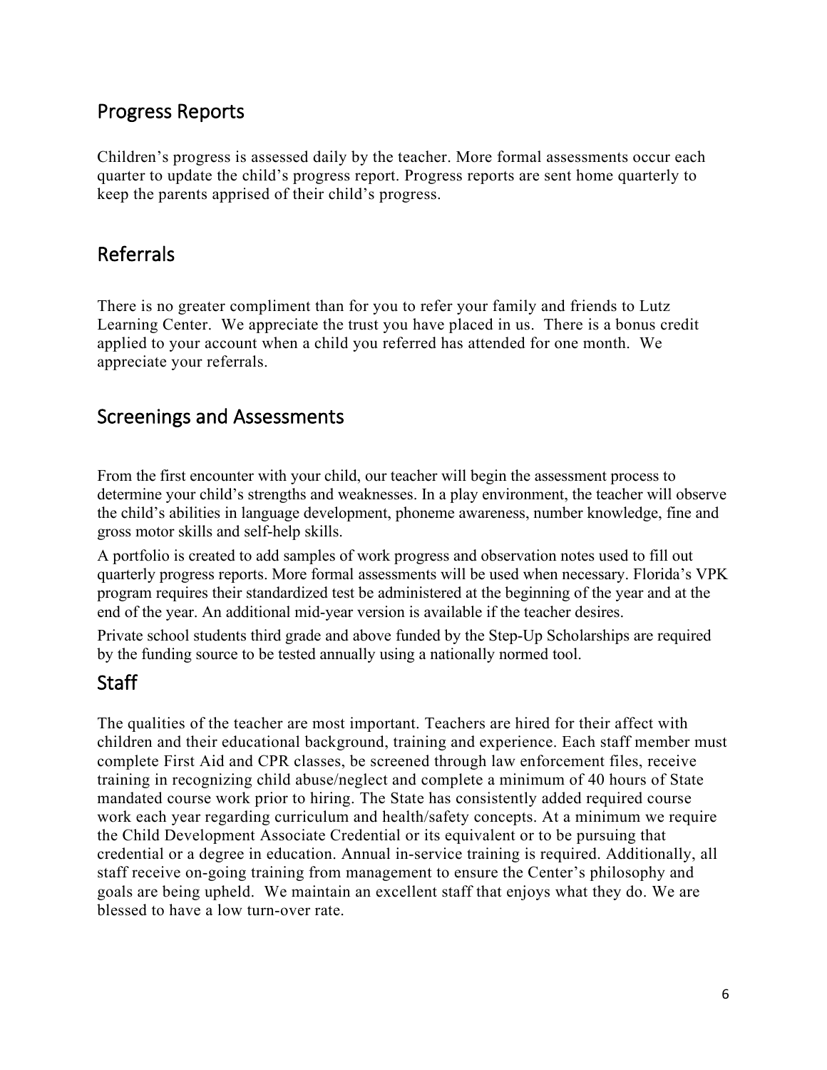## Progress Reports

Children's progress is assessed daily by the teacher. More formal assessments occur each quarter to update the child's progress report. Progress reports are sent home quarterly to keep the parents apprised of their child's progress.

## Referrals

There is no greater compliment than for you to refer your family and friends to Lutz Learning Center. We appreciate the trust you have placed in us. There is a bonus credit applied to your account when a child you referred has attended for one month. We appreciate your referrals.

## Screenings and Assessments

From the first encounter with your child, our teacher will begin the assessment process to determine your child's strengths and weaknesses. In a play environment, the teacher will observe the child's abilities in language development, phoneme awareness, number knowledge, fine and gross motor skills and self-help skills.

A portfolio is created to add samples of work progress and observation notes used to fill out quarterly progress reports. More formal assessments will be used when necessary. Florida's VPK program requires their standardized test be administered at the beginning of the year and at the end of the year. An additional mid-year version is available if the teacher desires.

Private school students third grade and above funded by the Step-Up Scholarships are required by the funding source to be tested annually using a nationally normed tool.

## Staff

The qualities of the teacher are most important. Teachers are hired for their affect with children and their educational background, training and experience. Each staff member must complete First Aid and CPR classes, be screened through law enforcement files, receive training in recognizing child abuse/neglect and complete a minimum of 40 hours of State mandated course work prior to hiring. The State has consistently added required course work each year regarding curriculum and health/safety concepts. At a minimum we require the Child Development Associate Credential or its equivalent or to be pursuing that credential or a degree in education. Annual in-service training is required. Additionally, all staff receive on-going training from management to ensure the Center's philosophy and goals are being upheld. We maintain an excellent staff that enjoys what they do. We are blessed to have a low turn-over rate.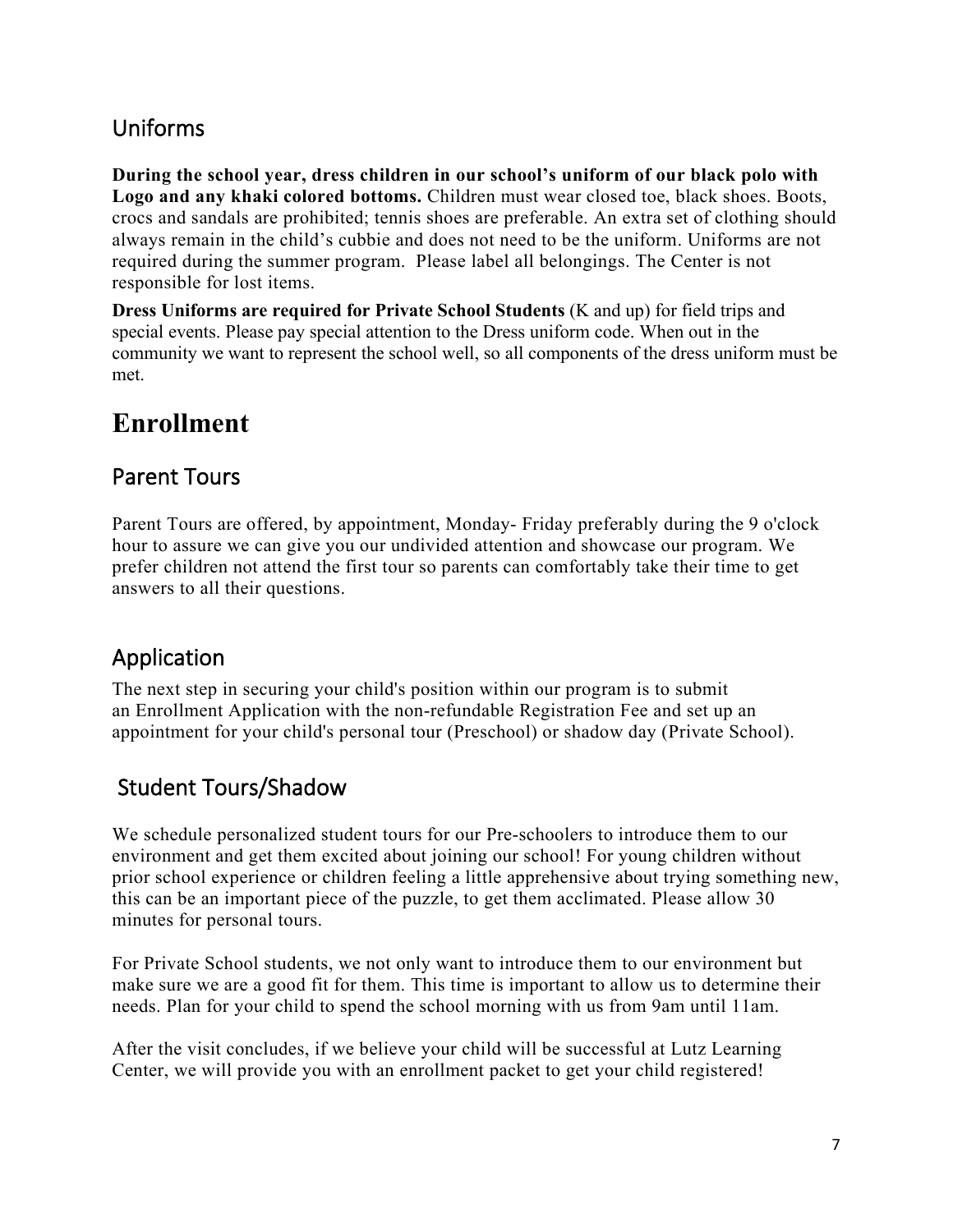## Uniforms

**During the school year, dress children in our school's uniform of our black polo with Logo and any khaki colored bottoms.** Children must wear closed toe, black shoes. Boots, crocs and sandals are prohibited; tennis shoes are preferable. An extra set of clothing should always remain in the child's cubbie and does not need to be the uniform. Uniforms are not required during the summer program. Please label all belongings. The Center is not responsible for lost items.

**Dress Uniforms are required for Private School Students** (K and up) for field trips and special events. Please pay special attention to the Dress uniform code. When out in the community we want to represent the school well, so all components of the dress uniform must be met.

# Enrollment

## Parent Tours

Parent Tours are offered, by appointment, Monday- Friday preferably during the 9 o'clock hour to assure we can give you our undivided attention and showcase our program. We prefer children not attend the first tour so parents can comfortably take their time to get answers to all their questions.

## Application

The next step in securing your child's position within our program is to submit an Enrollment Application with the non-refundable Registration Fee and set up an appointment for your child's personal tour (Preschool) or shadow day (Private School).

## Student Tours/Shadow

We schedule personalized student tours for our Pre-schoolers to introduce them to our environment and get them excited about joining our school! For young children without prior school experience or children feeling a little apprehensive about trying something new, this can be an important piece of the puzzle, to get them acclimated. Please allow 30 minutes for personal tours.

For Private School students, we not only want to introduce them to our environment but make sure we are a good fit for them. This time is important to allow us to determine their needs. Plan for your child to spend the school morning with us from 9am until 11am.

After the visit concludes, if we believe your child will be successful at Lutz Learning Center, we will provide you with an enrollment packet to get your child registered!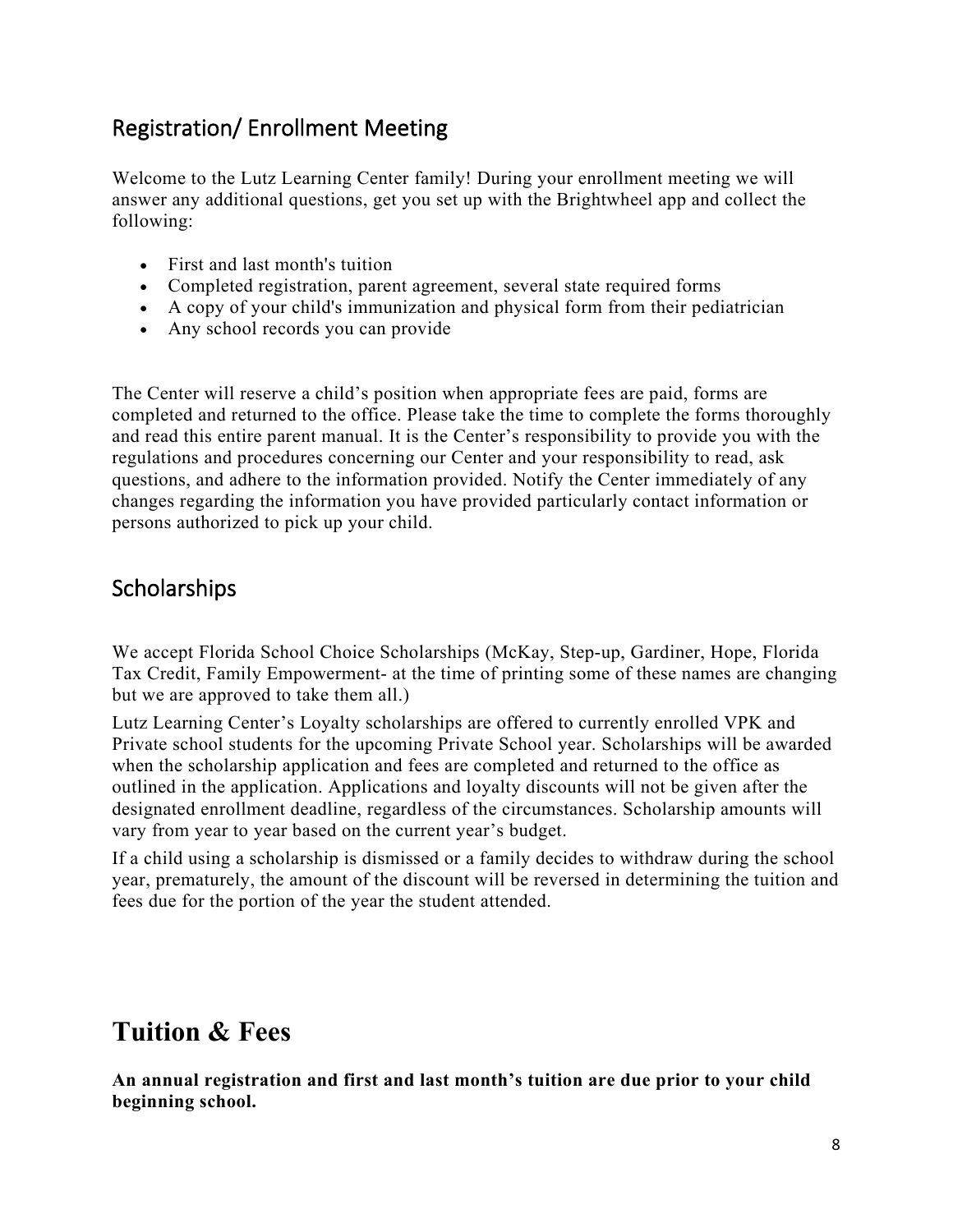## Registration/ Enrollment Meeting

Welcome to the Lutz Learning Center family! During your enrollment meeting we will answer any additional questions, get you set up with the Brightwheel app and collect the following:

- First and last month's tuition
- Completed registration, parent agreement, several state required forms
- A copy of your child's immunization and physical form from their pediatrician
- Any school records you can provide

The Center will reserve a child's position when appropriate fees are paid, forms are completed and returned to the office. Please take the time to complete the forms thoroughly and read this entire parent manual. It is the Center's responsibility to provide you with the regulations and procedures concerning our Center and your responsibility to read, ask questions, and adhere to the information provided. Notify the Center immediately of any changes regarding the information you have provided particularly contact information or persons authorized to pick up your child.

## Scholarships

We accept Florida School Choice Scholarships (McKay, Step-up, Gardiner, Hope, Florida Tax Credit, Family Empowerment- at the time of printing some of these names are changing but we are approved to take them all.)

Lutz Learning Center's Loyalty scholarships are offered to currently enrolled VPK and Private school students for the upcoming Private School year. Scholarships will be awarded when the scholarship application and fees are completed and returned to the office as outlined in the application. Applications and loyalty discounts will not be given after the designated enrollment deadline, regardless of the circumstances. Scholarship amounts will vary from year to year based on the current year's budget.

If a child using a scholarship is dismissed or a family decides to withdraw during the school year, prematurely, the amount of the discount will be reversed in determining the tuition and fees due for the portion of the year the student attended.

# Tuition & Fees

**An annual registration and first and last month's tuition are due prior to your child beginning school.**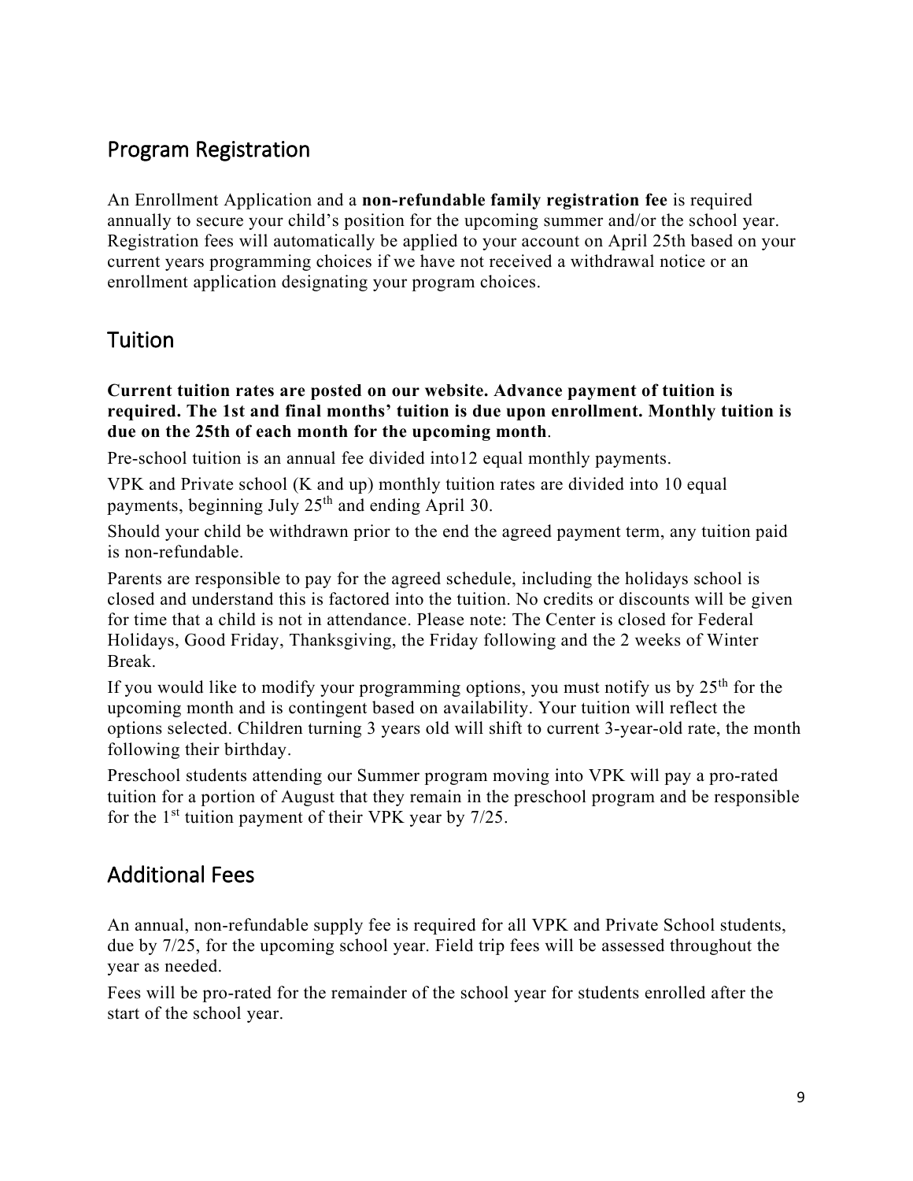## Program Registration

An Enrollment Application and a **non-refundable family registration fee** is required annually to secure your child's position for the upcoming summer and/or the school year. Registration fees will automatically be applied to your account on April 25th based on your current years programming choices if we have not received a withdrawal notice or an enrollment application designating your program choices.

## Tuition

**Current tuition rates are posted on our website. Advance payment of tuition is required. The 1st and final months' tuition is due upon enrollment. Monthly tuition is due on the 25th of each month for the upcoming month**.

Pre-school tuition is an annual fee divided into12 equal monthly payments.

VPK and Private school (K and up) monthly tuition rates are divided into 10 equal payments, beginning July 25th and ending April 30.

Should your child be withdrawn prior to the end the agreed payment term, any tuition paid is non-refundable.

Parents are responsible to pay for the agreed schedule, including the holidays school is closed and understand this is factored into the tuition. No credits or discounts will be given for time that a child is not in attendance. Please note: The Center is closed for Federal Holidays, Good Friday, Thanksgiving, the Friday following and the 2 weeks of Winter Break.

If you would like to modify your programming options, you must notify us by 25th for the upcoming month and is contingent based on availability. Your tuition will reflect the options selected. Children turning 3 years old will shift to current 3-year-old rate, the month following their birthday.

Preschool students attending our Summer program moving into VPK will pay a pro-rated tuition for a portion of August that they remain in the preschool program and be responsible for the 1st tuition payment of their VPK year by 7/25.

## Additional Fees

An annual, non-refundable supply fee is required for all VPK and Private School students, due by 7/25, for the upcoming school year. Field trip fees will be assessed throughout the year as needed.

Fees will be pro-rated for the remainder of the school year for students enrolled after the start of the school year.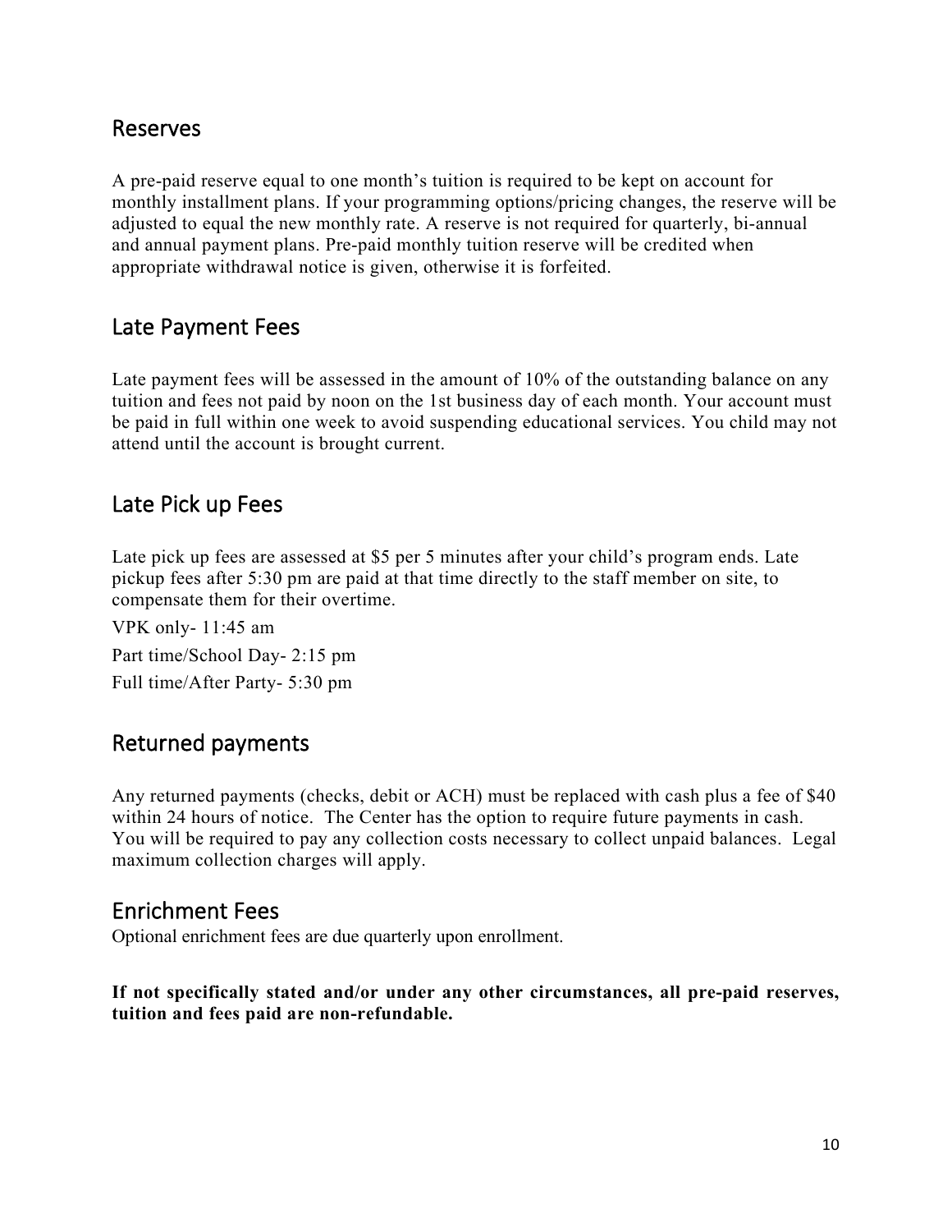## Reserves

A pre-paid reserve equal to one month's tuition is required to be kept on account for monthly installment plans. If your programming options/pricing changes, the reserve will be adjusted to equal the new monthly rate. A reserve is not required for quarterly, bi-annual and annual payment plans. Pre-paid monthly tuition reserve will be credited when appropriate withdrawal notice is given, otherwise it is forfeited.

## Late Payment Fees

Late payment fees will be assessed in the amount of 10% of the outstanding balance on any tuition and fees not paid by noon on the 1st business day of each month. Your account must be paid in full within one week to avoid suspending educational services. You child may not attend until the account is brought current.

## Late Pick up Fees

Late pick up fees are assessed at $5 per 5 minutes after your child's program ends. Late pickup fees after 5:30 pm are paid at that time directly to the staff member on site, to compensate them for their overtime.

VPK only- 11:45 am

Part time/School Day- 2:15 pm

Full time/After Party- 5:30 pm

## Returned payments

Any returned payments (checks, debit or ACH) must be replaced with cash plus a fee of $40 within 24 hours of notice. The Center has the option to require future payments in cash. You will be required to pay any collection costs necessary to collect unpaid balances. Legal maximum collection charges will apply.

## Enrichment Fees

Optional enrichment fees are due quarterly upon enrollment.

**If not specifically stated and/or under any other circumstances, all pre-paid reserves, tuition and fees paid are non-refundable.**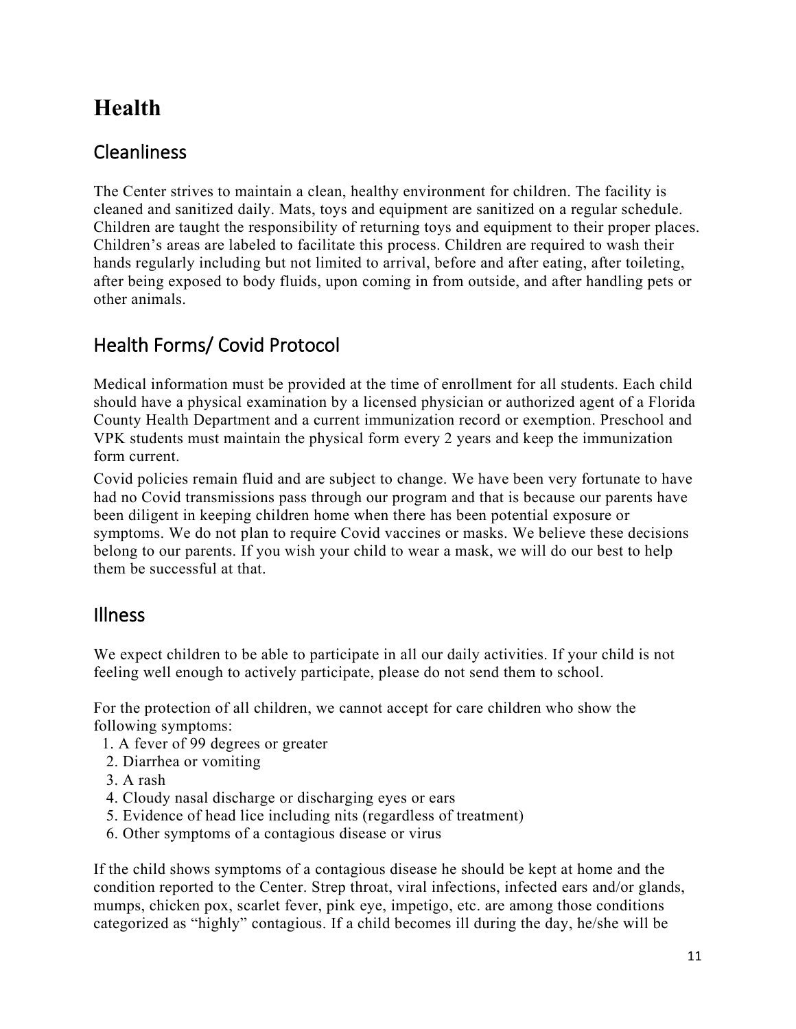# Health

## Cleanliness

The Center strives to maintain a clean, healthy environment for children. The facility is cleaned and sanitized daily. Mats, toys and equipment are sanitized on a regular schedule. Children are taught the responsibility of returning toys and equipment to their proper places. Children's areas are labeled to facilitate this process. Children are required to wash their hands regularly including but not limited to arrival, before and after eating, after toileting, after being exposed to body fluids, upon coming in from outside, and after handling pets or other animals.

## Health Forms/ Covid Protocol

Medical information must be provided at the time of enrollment for all students. Each child should have a physical examination by a licensed physician or authorized agent of a Florida County Health Department and a current immunization record or exemption. Preschool and VPK students must maintain the physical form every 2 years and keep the immunization form current.

Covid policies remain fluid and are subject to change. We have been very fortunate to have had no Covid transmissions pass through our program and that is because our parents have been diligent in keeping children home when there has been potential exposure or symptoms. We do not plan to require Covid vaccines or masks. We believe these decisions belong to our parents. If you wish your child to wear a mask, we will do our best to help them be successful at that.

## Illness

We expect children to be able to participate in all our daily activities. If your child is not feeling well enough to actively participate, please do not send them to school.

For the protection of all children, we cannot accept for care children who show the following symptoms:

1. A fever of 99 degrees or greater
2. Diarrhea or vomiting
3. A rash
4. Cloudy nasal discharge or discharging eyes or ears
5. Evidence of head lice including nits (regardless of treatment)
6. Other symptoms of a contagious disease or virus

If the child shows symptoms of a contagious disease he should be kept at home and the condition reported to the Center. Strep throat, viral infections, infected ears and/or glands, mumps, chicken pox, scarlet fever, pink eye, impetigo, etc. are among those conditions categorized as "highly" contagious. If a child becomes ill during the day, he/she will be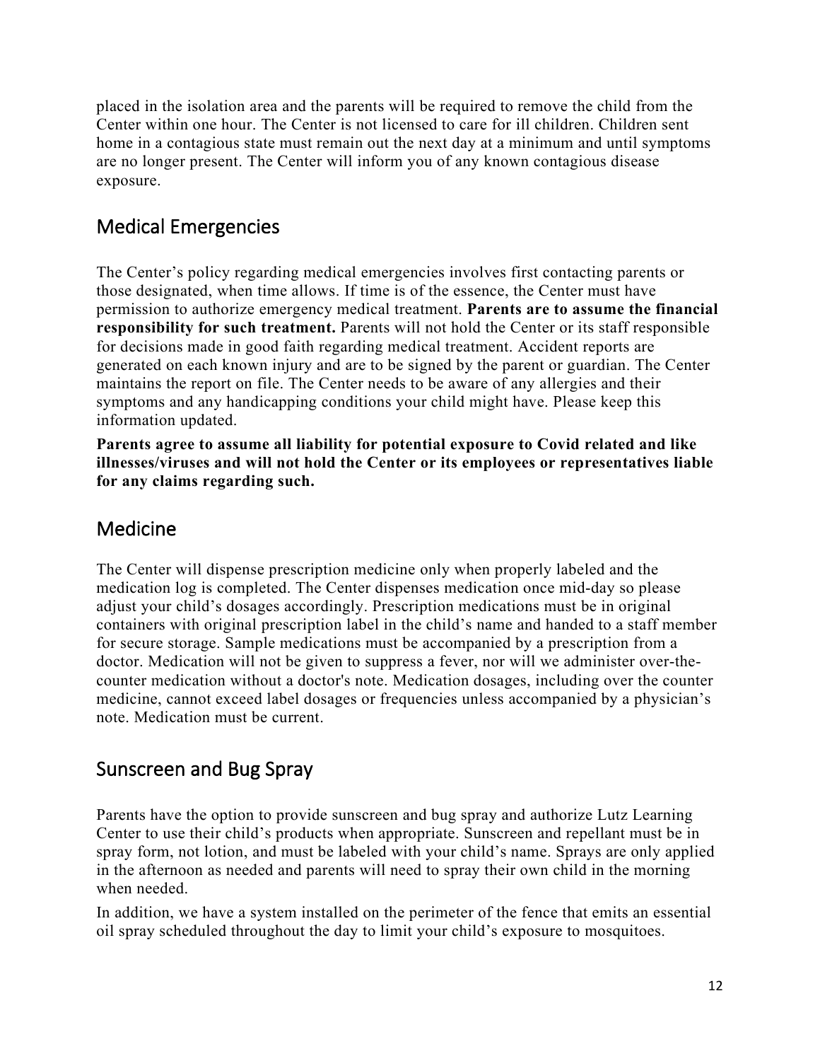placed in the isolation area and the parents will be required to remove the child from the Center within one hour. The Center is not licensed to care for ill children. Children sent home in a contagious state must remain out the next day at a minimum and until symptoms are no longer present. The Center will inform you of any known contagious disease exposure.

## Medical Emergencies

The Center's policy regarding medical emergencies involves first contacting parents or those designated, when time allows. If time is of the essence, the Center must have permission to authorize emergency medical treatment. **Parents are to assume the financial responsibility for such treatment.** Parents will not hold the Center or its staff responsible for decisions made in good faith regarding medical treatment. Accident reports are generated on each known injury and are to be signed by the parent or guardian. The Center maintains the report on file. The Center needs to be aware of any allergies and their symptoms and any handicapping conditions your child might have. Please keep this information updated.

**Parents agree to assume all liability for potential exposure to Covid related and like illnesses/viruses and will not hold the Center or its employees or representatives liable for any claims regarding such.**

## Medicine

The Center will dispense prescription medicine only when properly labeled and the medication log is completed. The Center dispenses medication once mid-day so please adjust your child's dosages accordingly. Prescription medications must be in original containers with original prescription label in the child's name and handed to a staff member for secure storage. Sample medications must be accompanied by a prescription from a doctor. Medication will not be given to suppress a fever, nor will we administer over-the-counter medication without a doctor's note. Medication dosages, including over the counter medicine, cannot exceed label dosages or frequencies unless accompanied by a physician's note. Medication must be current.

## Sunscreen and Bug Spray

Parents have the option to provide sunscreen and bug spray and authorize Lutz Learning Center to use their child's products when appropriate. Sunscreen and repellant must be in spray form, not lotion, and must be labeled with your child's name. Sprays are only applied in the afternoon as needed and parents will need to spray their own child in the morning when needed.

In addition, we have a system installed on the perimeter of the fence that emits an essential oil spray scheduled throughout the day to limit your child's exposure to mosquitoes.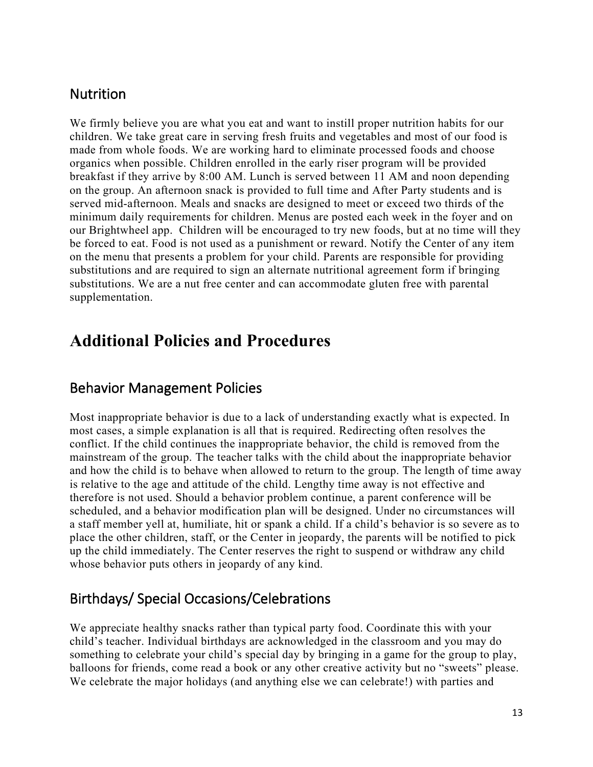## Nutrition

We firmly believe you are what you eat and want to instill proper nutrition habits for our children. We take great care in serving fresh fruits and vegetables and most of our food is made from whole foods. We are working hard to eliminate processed foods and choose organics when possible. Children enrolled in the early riser program will be provided breakfast if they arrive by 8:00 AM. Lunch is served between 11 AM and noon depending on the group. An afternoon snack is provided to full time and After Party students and is served mid-afternoon. Meals and snacks are designed to meet or exceed two thirds of the minimum daily requirements for children. Menus are posted each week in the foyer and on our Brightwheel app. Children will be encouraged to try new foods, but at no time will they be forced to eat. Food is not used as a punishment or reward. Notify the Center of any item on the menu that presents a problem for your child. Parents are responsible for providing substitutions and are required to sign an alternate nutritional agreement form if bringing substitutions. We are a nut free center and can accommodate gluten free with parental supplementation.

# Additional Policies and Procedures

## Behavior Management Policies

Most inappropriate behavior is due to a lack of understanding exactly what is expected. In most cases, a simple explanation is all that is required. Redirecting often resolves the conflict. If the child continues the inappropriate behavior, the child is removed from the mainstream of the group. The teacher talks with the child about the inappropriate behavior and how the child is to behave when allowed to return to the group. The length of time away is relative to the age and attitude of the child. Lengthy time away is not effective and therefore is not used. Should a behavior problem continue, a parent conference will be scheduled, and a behavior modification plan will be designed. Under no circumstances will a staff member yell at, humiliate, hit or spank a child. If a child's behavior is so severe as to place the other children, staff, or the Center in jeopardy, the parents will be notified to pick up the child immediately. The Center reserves the right to suspend or withdraw any child whose behavior puts others in jeopardy of any kind.

## Birthdays/ Special Occasions/Celebrations

We appreciate healthy snacks rather than typical party food. Coordinate this with your child's teacher. Individual birthdays are acknowledged in the classroom and you may do something to celebrate your child's special day by bringing in a game for the group to play, balloons for friends, come read a book or any other creative activity but no "sweets" please. We celebrate the major holidays (and anything else we can celebrate!) with parties and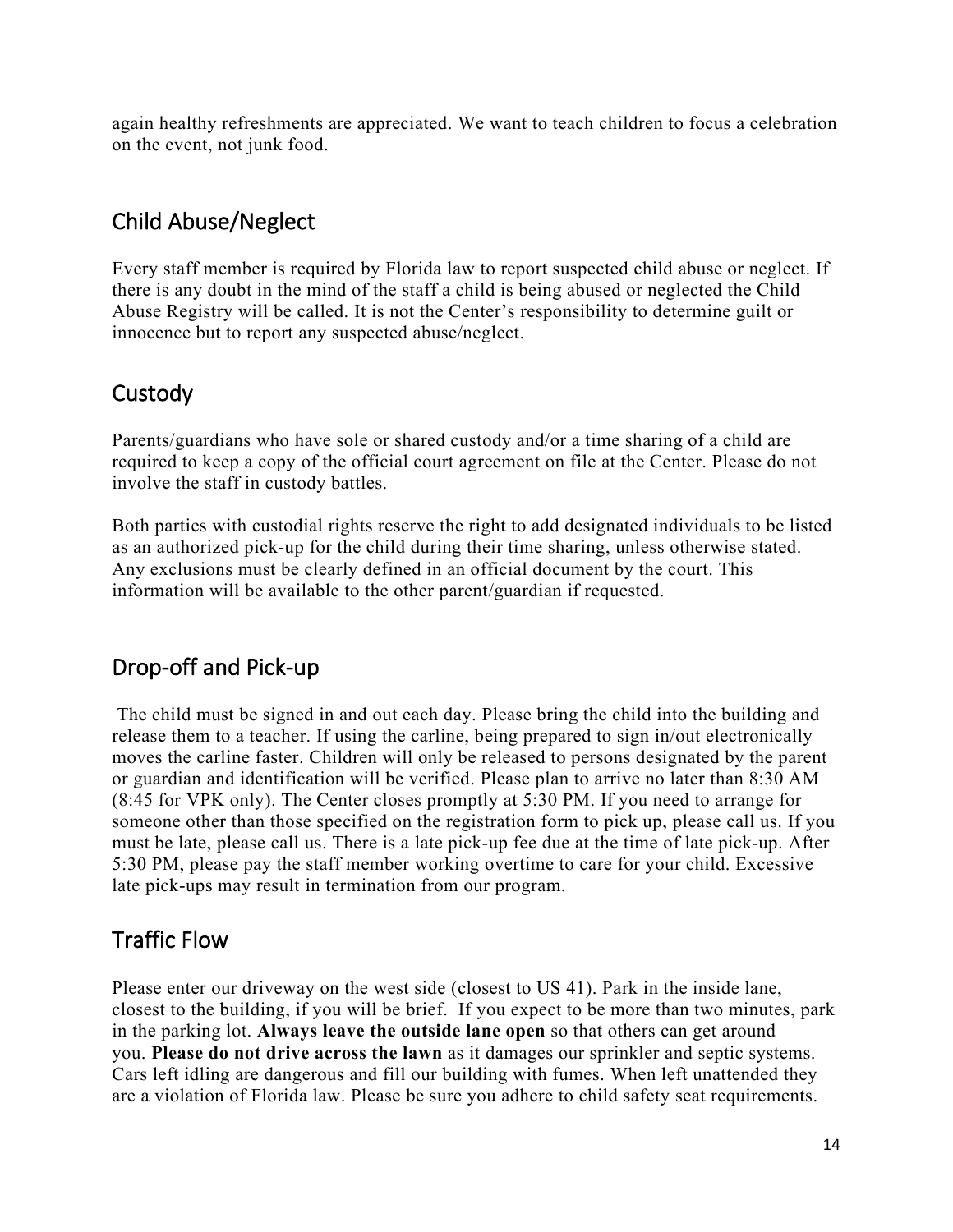again healthy refreshments are appreciated. We want to teach children to focus a celebration on the event, not junk food.

## Child Abuse/Neglect

Every staff member is required by Florida law to report suspected child abuse or neglect. If there is any doubt in the mind of the staff a child is being abused or neglected the Child Abuse Registry will be called. It is not the Center's responsibility to determine guilt or innocence but to report any suspected abuse/neglect.

## Custody

Parents/guardians who have sole or shared custody and/or a time sharing of a child are required to keep a copy of the official court agreement on file at the Center. Please do not involve the staff in custody battles.

Both parties with custodial rights reserve the right to add designated individuals to be listed as an authorized pick-up for the child during their time sharing, unless otherwise stated. Any exclusions must be clearly defined in an official document by the court. This information will be available to the other parent/guardian if requested.

## Drop-off and Pick-up

The child must be signed in and out each day. Please bring the child into the building and release them to a teacher. If using the carline, being prepared to sign in/out electronically moves the carline faster. Children will only be released to persons designated by the parent or guardian and identification will be verified. Please plan to arrive no later than 8:30 AM (8:45 for VPK only). The Center closes promptly at 5:30 PM. If you need to arrange for someone other than those specified on the registration form to pick up, please call us. If you must be late, please call us. There is a late pick-up fee due at the time of late pick-up. After 5:30 PM, please pay the staff member working overtime to care for your child. Excessive late pick-ups may result in termination from our program.

## Traffic Flow

Please enter our driveway on the west side (closest to US 41). Park in the inside lane, closest to the building, if you will be brief. If you expect to be more than two minutes, park in the parking lot. **Always leave the outside lane open** so that others can get around you. **Please do not drive across the lawn** as it damages our sprinkler and septic systems. Cars left idling are dangerous and fill our building with fumes. When left unattended they are a violation of Florida law. Please be sure you adhere to child safety seat requirements.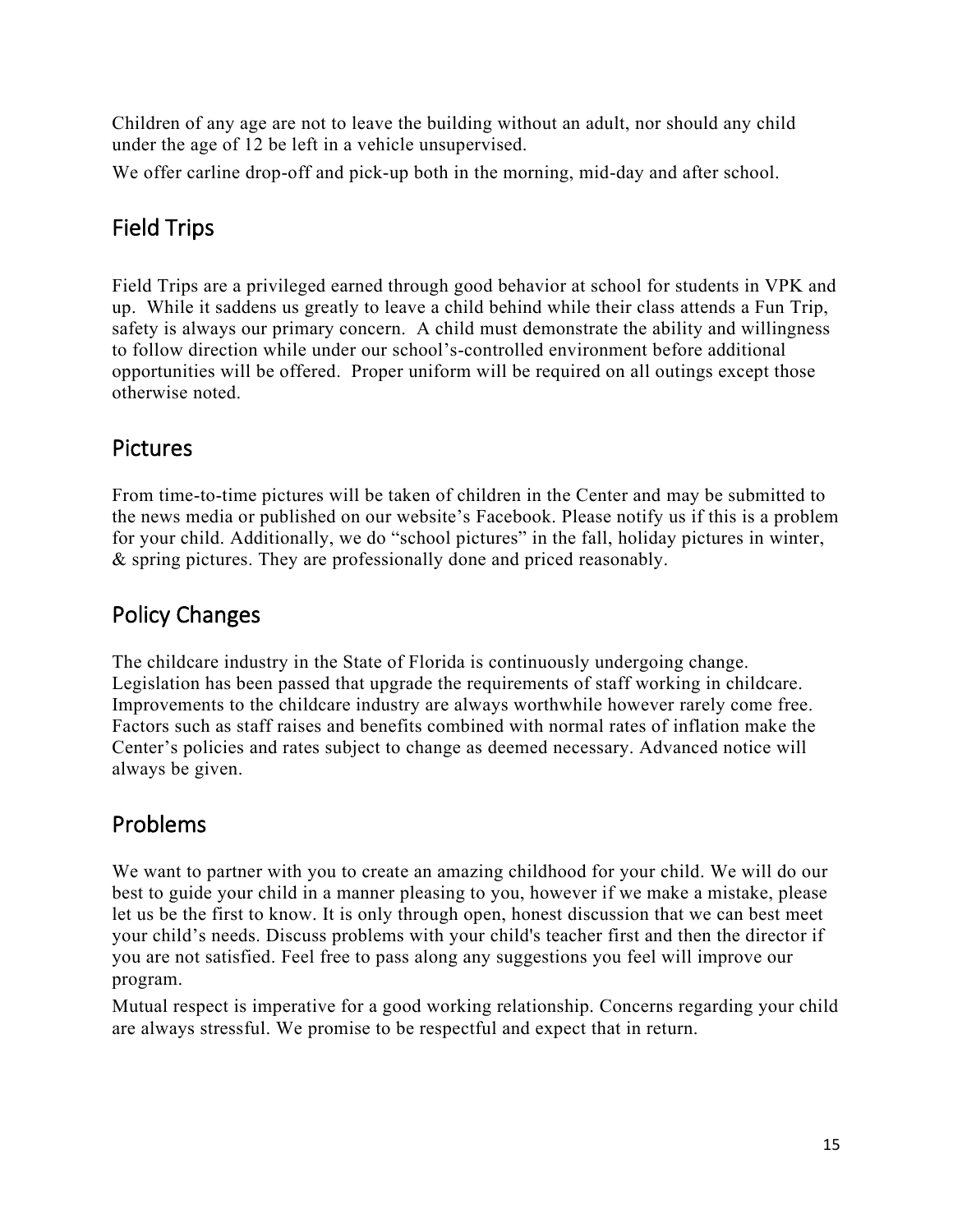Children of any age are not to leave the building without an adult, nor should any child under the age of 12 be left in a vehicle unsupervised.

We offer carline drop-off and pick-up both in the morning, mid-day and after school.

## Field Trips

Field Trips are a privileged earned through good behavior at school for students in VPK and up. While it saddens us greatly to leave a child behind while their class attends a Fun Trip, safety is always our primary concern. A child must demonstrate the ability and willingness to follow direction while under our school's-controlled environment before additional opportunities will be offered. Proper uniform will be required on all outings except those otherwise noted.

## Pictures

From time-to-time pictures will be taken of children in the Center and may be submitted to the news media or published on our website's Facebook. Please notify us if this is a problem for your child. Additionally, we do "school pictures" in the fall, holiday pictures in winter, & spring pictures. They are professionally done and priced reasonably.

## Policy Changes

The childcare industry in the State of Florida is continuously undergoing change. Legislation has been passed that upgrade the requirements of staff working in childcare. Improvements to the childcare industry are always worthwhile however rarely come free. Factors such as staff raises and benefits combined with normal rates of inflation make the Center's policies and rates subject to change as deemed necessary. Advanced notice will always be given.

## Problems

We want to partner with you to create an amazing childhood for your child. We will do our best to guide your child in a manner pleasing to you, however if we make a mistake, please let us be the first to know. It is only through open, honest discussion that we can best meet your child's needs. Discuss problems with your child's teacher first and then the director if you are not satisfied. Feel free to pass along any suggestions you feel will improve our program.

Mutual respect is imperative for a good working relationship. Concerns regarding your child are always stressful. We promise to be respectful and expect that in return.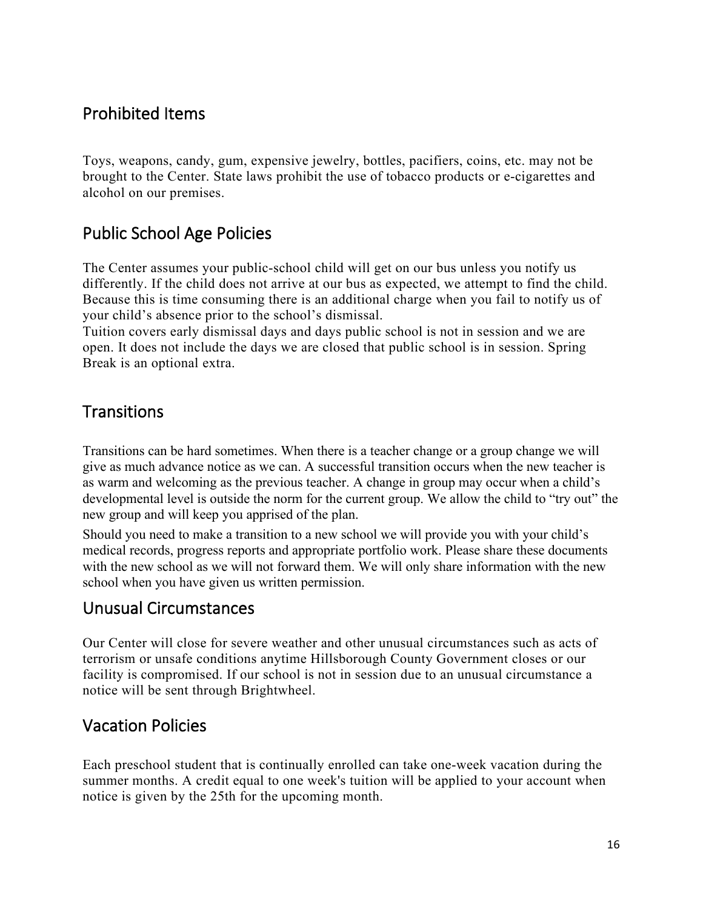## Prohibited Items

Toys, weapons, candy, gum, expensive jewelry, bottles, pacifiers, coins, etc. may not be brought to the Center. State laws prohibit the use of tobacco products or e-cigarettes and alcohol on our premises.

## Public School Age Policies

The Center assumes your public-school child will get on our bus unless you notify us differently. If the child does not arrive at our bus as expected, we attempt to find the child. Because this is time consuming there is an additional charge when you fail to notify us of your child's absence prior to the school's dismissal.

Tuition covers early dismissal days and days public school is not in session and we are open. It does not include the days we are closed that public school is in session. Spring Break is an optional extra.

## Transitions

Transitions can be hard sometimes. When there is a teacher change or a group change we will give as much advance notice as we can. A successful transition occurs when the new teacher is as warm and welcoming as the previous teacher. A change in group may occur when a child's developmental level is outside the norm for the current group. We allow the child to "try out" the new group and will keep you apprised of the plan.

Should you need to make a transition to a new school we will provide you with your child's medical records, progress reports and appropriate portfolio work. Please share these documents with the new school as we will not forward them. We will only share information with the new school when you have given us written permission.

## Unusual Circumstances

Our Center will close for severe weather and other unusual circumstances such as acts of terrorism or unsafe conditions anytime Hillsborough County Government closes or our facility is compromised. If our school is not in session due to an unusual circumstance a notice will be sent through Brightwheel.

## Vacation Policies

Each preschool student that is continually enrolled can take one-week vacation during the summer months. A credit equal to one week's tuition will be applied to your account when notice is given by the 25th for the upcoming month.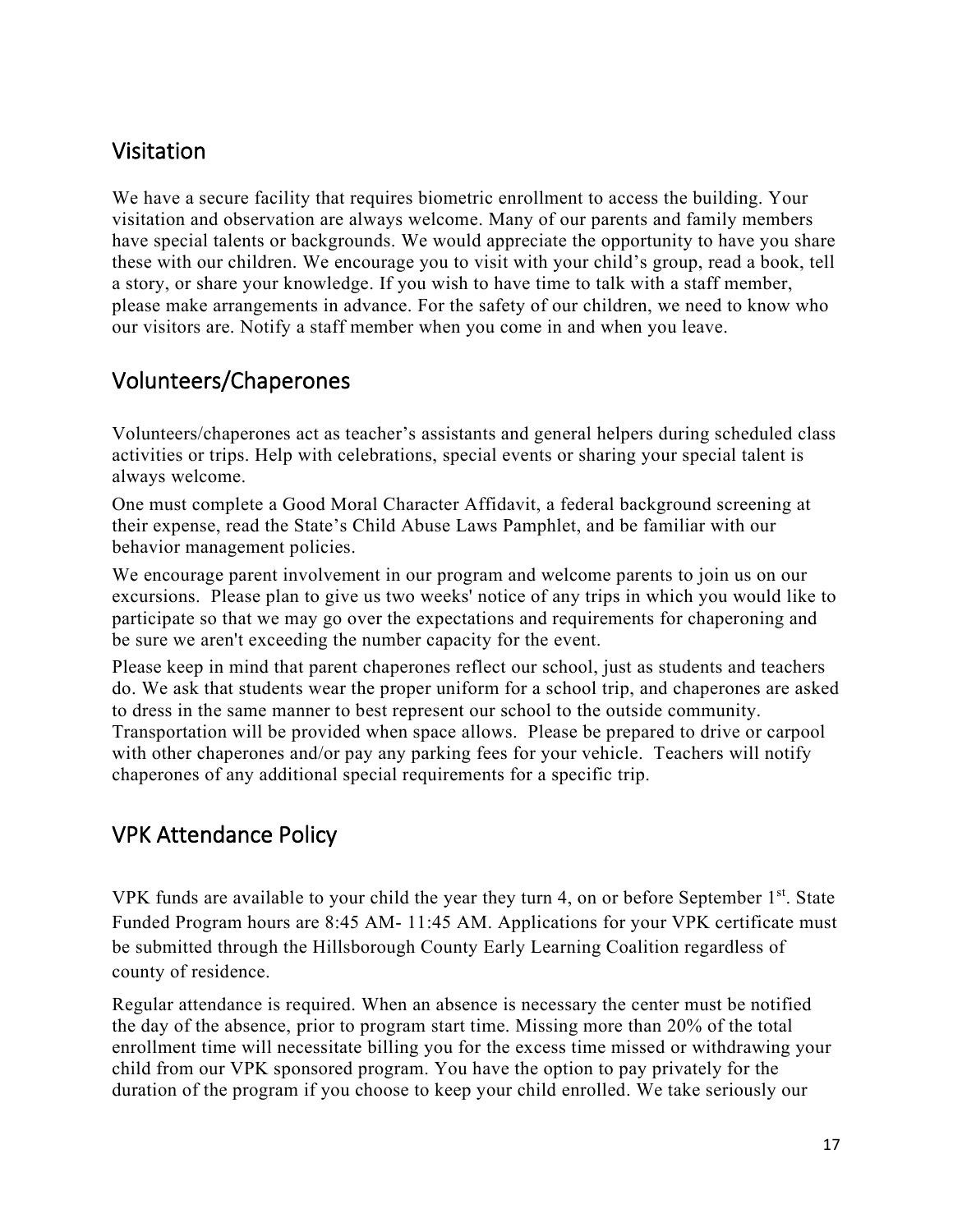## Visitation

We have a secure facility that requires biometric enrollment to access the building. Your visitation and observation are always welcome. Many of our parents and family members have special talents or backgrounds. We would appreciate the opportunity to have you share these with our children. We encourage you to visit with your child's group, read a book, tell a story, or share your knowledge. If you wish to have time to talk with a staff member, please make arrangements in advance. For the safety of our children, we need to know who our visitors are. Notify a staff member when you come in and when you leave.

## Volunteers/Chaperones

Volunteers/chaperones act as teacher's assistants and general helpers during scheduled class activities or trips. Help with celebrations, special events or sharing your special talent is always welcome.

One must complete a Good Moral Character Affidavit, a federal background screening at their expense, read the State's Child Abuse Laws Pamphlet, and be familiar with our behavior management policies.

We encourage parent involvement in our program and welcome parents to join us on our excursions. Please plan to give us two weeks' notice of any trips in which you would like to participate so that we may go over the expectations and requirements for chaperoning and be sure we aren't exceeding the number capacity for the event.

Please keep in mind that parent chaperones reflect our school, just as students and teachers do. We ask that students wear the proper uniform for a school trip, and chaperones are asked to dress in the same manner to best represent our school to the outside community. Transportation will be provided when space allows. Please be prepared to drive or carpool with other chaperones and/or pay any parking fees for your vehicle. Teachers will notify chaperones of any additional special requirements for a specific trip.

## VPK Attendance Policy

VPK funds are available to your child the year they turn 4, on or before September 1st. State Funded Program hours are 8:45 AM- 11:45 AM. Applications for your VPK certificate must be submitted through the Hillsborough County Early Learning Coalition regardless of county of residence.

Regular attendance is required. When an absence is necessary the center must be notified the day of the absence, prior to program start time. Missing more than 20% of the total enrollment time will necessitate billing you for the excess time missed or withdrawing your child from our VPK sponsored program. You have the option to pay privately for the duration of the program if you choose to keep your child enrolled. We take seriously our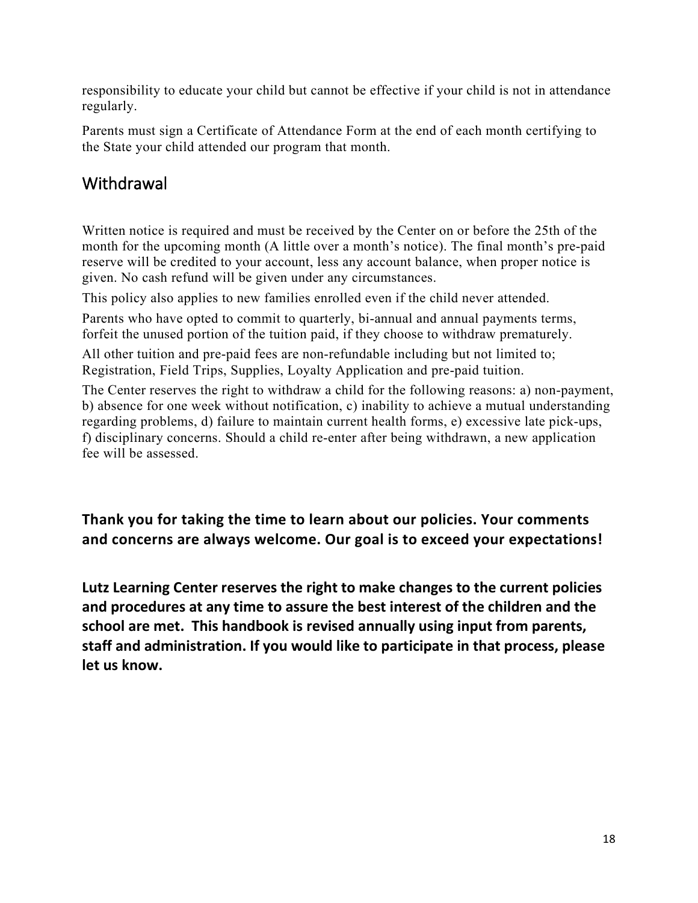responsibility to educate your child but cannot be effective if your child is not in attendance regularly.

Parents must sign a Certificate of Attendance Form at the end of each month certifying to the State your child attended our program that month.

## Withdrawal

Written notice is required and must be received by the Center on or before the 25th of the month for the upcoming month (A little over a month's notice). The final month's pre-paid reserve will be credited to your account, less any account balance, when proper notice is given. No cash refund will be given under any circumstances.

This policy also applies to new families enrolled even if the child never attended.

Parents who have opted to commit to quarterly, bi-annual and annual payments terms, forfeit the unused portion of the tuition paid, if they choose to withdraw prematurely.

All other tuition and pre-paid fees are non-refundable including but not limited to; Registration, Field Trips, Supplies, Loyalty Application and pre-paid tuition.

The Center reserves the right to withdraw a child for the following reasons: a) non-payment, b) absence for one week without notification, c) inability to achieve a mutual understanding regarding problems, d) failure to maintain current health forms, e) excessive late pick-ups, f) disciplinary concerns. Should a child re-enter after being withdrawn, a new application fee will be assessed.

**Thank you for taking the time to learn about our policies. Your comments and concerns are always welcome. Our goal is to exceed your expectations!**

**Lutz Learning Center reserves the right to make changes to the current policies and procedures at any time to assure the best interest of the children and the school are met. This handbook is revised annually using input from parents, staff and administration. If you would like to participate in that process, please let us know.**